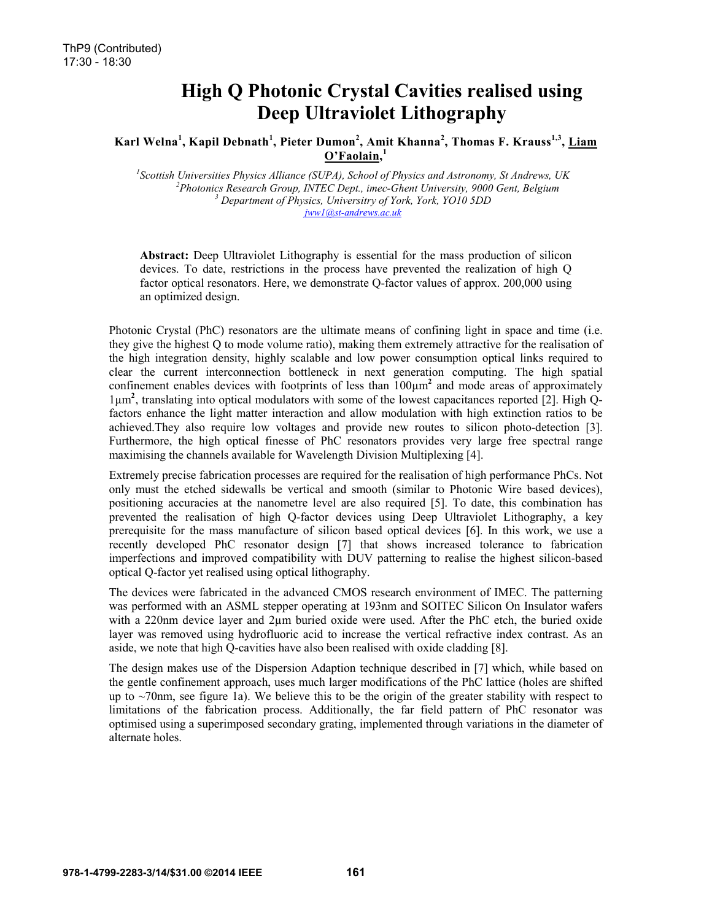ThP9 (Contributed)
17:30 - 18:30

# High Q Photonic Crystal Cavities realised using Deep Ultraviolet Lithography

**Karl Welna[1], Kapil Debnath[1], Pieter Dumon[2], Amit Khanna[2], Thomas F. Krauss[1,3], Liam O'Faolain,[1]**

[1]*Scottish Universities Physics Alliance (SUPA), School of Physics and Astronomy, St Andrews, UK*
[2]*Photonics Research Group, INTEC Dept., imec-Ghent University, 9000 Gent, Belgium*
[3] *Department of Physics, Universitry of York, York, YO10 5DD*
*jww1@st-andrews.ac.uk*

**Abstract:** Deep Ultraviolet Lithography is essential for the mass production of silicon devices. To date, restrictions in the process have prevented the realization of high Q factor optical resonators. Here, we demonstrate Q-factor values of approx. 200,000 using an optimized design.

Photonic Crystal (PhC) resonators are the ultimate means of confining light in space and time (i.e. they give the highest Q to mode volume ratio), making them extremely attractive for the realisation of the high integration density, highly scalable and low power consumption optical links required to clear the current interconnection bottleneck in next generation computing. The high spatial confinement enables devices with footprints of less than $100\mu m^2$ and mode areas of approximately $1\mu m^2$, translating into optical modulators with some of the lowest capacitances reported [2]. High Q-factors enhance the light matter interaction and allow modulation with high extinction ratios to be achieved.They also require low voltages and provide new routes to silicon photo-detection [3]. Furthermore, the high optical finesse of PhC resonators provides very large free spectral range maximising the channels available for Wavelength Division Multiplexing [4].

Extremely precise fabrication processes are required for the realisation of high performance PhCs. Not only must the etched sidewalls be vertical and smooth (similar to Photonic Wire based devices), positioning accuracies at the nanometre level are also required [5]. To date, this combination has prevented the realisation of high Q-factor devices using Deep Ultraviolet Lithography, a key prerequisite for the mass manufacture of silicon based optical devices [6]. In this work, we use a recently developed PhC resonator design [7] that shows increased tolerance to fabrication imperfections and improved compatibility with DUV patterning to realise the highest silicon-based optical Q-factor yet realised using optical lithography.

The devices were fabricated in the advanced CMOS research environment of IMEC. The patterning was performed with an ASML stepper operating at 193nm and SOITEC Silicon On Insulator wafers with a 220nm device layer and 2µm buried oxide were used. After the PhC etch, the buried oxide layer was removed using hydrofluoric acid to increase the vertical refractive index contrast. As an aside, we note that high Q-cavities have also been realised with oxide cladding [8].

The design makes use of the Dispersion Adaption technique described in [7] which, while based on the gentle confinement approach, uses much larger modifications of the PhC lattice (holes are shifted up to ~70nm, see figure 1a). We believe this to be the origin of the greater stability with respect to limitations of the fabrication process. Additionally, the far field pattern of PhC resonator was optimised using a superimposed secondary grating, implemented through variations in the diameter of alternate holes.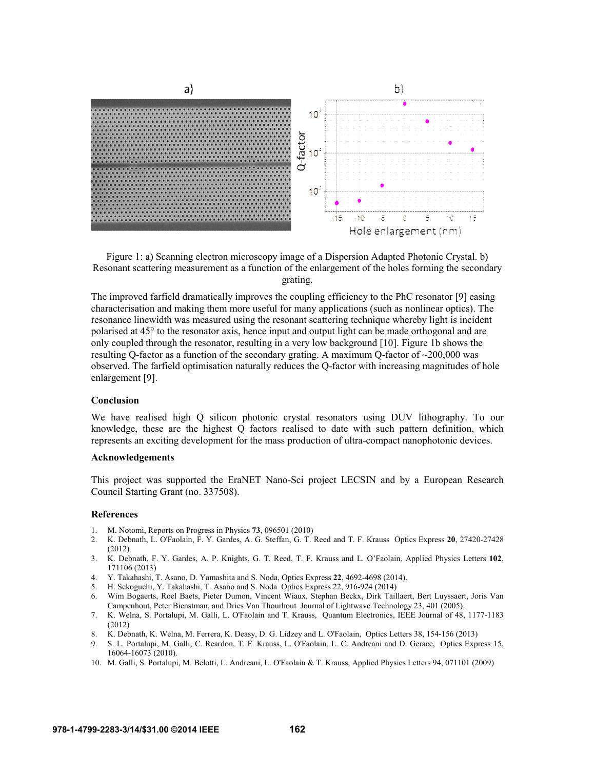a)

b)

Q-factor

$10^{5}$

$10^{4}$

$10^{3}$

-15 -10 -5 0 5 10 15

Hole enlargement (nm)

Figure 1: a) Scanning electron microscopy image of a Dispersion Adapted Photonic Crystal. b) Resonant scattering measurement as a function of the enlargement of the holes forming the secondary grating.

The improved farfield dramatically improves the coupling efficiency to the PhC resonator [9] easing characterisation and making them more useful for many applications (such as nonlinear optics). The resonance linewidth was measured using the resonant scattering technique whereby light is incident polarised at 45° to the resonator axis, hence input and output light can be made orthogonal and are only coupled through the resonator, resulting in a very low background [10]. Figure 1b shows the resulting Q-factor as a function of the secondary grating. A maximum Q-factor of ~200,000 was observed. The farfield optimisation naturally reduces the Q-factor with increasing magnitudes of hole enlargement [9].

### Conclusion

We have realised high Q silicon photonic crystal resonators using DUV lithography. To our knowledge, these are the highest Q factors realised to date with such pattern definition, which represents an exciting development for the mass production of ultra-compact nanophotonic devices.

### Acknowledgements

This project was supported the EraNET Nano-Sci project LECSIN and by a European Research Council Starting Grant (no. 337508).

### References

1. M. Notomi, Reports on Progress in Physics **73**, 096501 (2010)
2. K. Debnath, L. O'Faolain, F. Y. Gardes, A. G. Steffan, G. T. Reed and T. F. Krauss Optics Express **20**, 27420-27428 (2012)
3. K. Debnath, F. Y. Gardes, A. P. Knights, G. T. Reed, T. F. Krauss and L. O'Faolain, Applied Physics Letters **102**, 171106 (2013)
4. Y. Takahashi, T. Asano, D. Yamashita and S. Noda, Optics Express **22**, 4692-4698 (2014).
5. H. Sekoguchi, Y. Takahashi, T. Asano and S. Noda Optics Express 22, 916-924 (2014)
6. Wim Bogaerts, Roel Baets, Pieter Dumon, Vincent Wiaux, Stephan Beckx, Dirk Taillaert, Bert Luyssaert, Joris Van Campenhout, Peter Bienstman, and Dries Van Thourhout Journal of Lightwave Technology 23, 401 (2005).
7. K. Welna, S. Portalupi, M. Galli, L. O'Faolain and T. Krauss, Quantum Electronics, IEEE Journal of 48, 1177-1183 (2012)
8. K. Debnath, K. Welna, M. Ferrera, K. Deasy, D. G. Lidzey and L. O'Faolain, Optics Letters 38, 154-156 (2013)
9. S. L. Portalupi, M. Galli, C. Reardon, T. F. Krauss, L. O'Faolain, L. C. Andreani and D. Gerace, Optics Express 15, 16064-16073 (2010).
10. M. Galli, S. Portalupi, M. Belotti, L. Andreani, L. O'Faolain & T. Krauss, Applied Physics Letters 94, 071101 (2009)